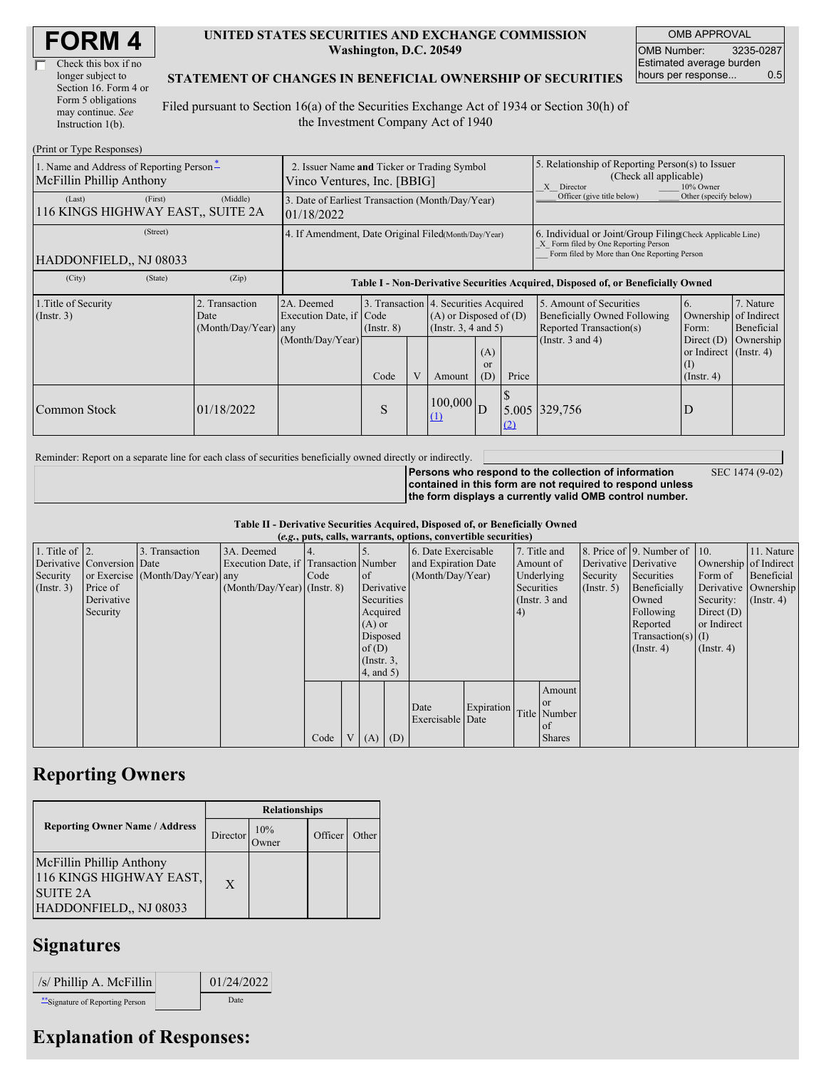# FORM 4

☐ Check this box if no longer subject to Section 16. Form 4 or Form 5 obligations may continue. *See* Instruction 1(b).

**UNITED STATES SECURITIES AND EXCHANGE COMMISSION**
**Washington, D.C. 20549**

**STATEMENT OF CHANGES IN BENEFICIAL OWNERSHIP OF SECURITIES**

Filed pursuant to Section 16(a) of the Securities Exchange Act of 1934 or Section 30(h) of the Investment Company Act of 1940

| OMB APPROVAL | |
|---|---|
| OMB Number: | 3235-0287 |
| Estimated average burden hours per response... | 0.5 |

(Print or Type Responses)

| 1. Name and Address of Reporting Person* | 2. Issuer Name and Ticker or Trading Symbol | 5. Relationship of Reporting Person(s) to Issuer (Check all applicable) |
|---|---|---|
| McFillin Phillip Anthony | Vinco Ventures, Inc. [BBIG] | X Director ___ 10% Owner ___ Officer (give title below) ___ Other (specify below) |
| (Last) (First) (Middle) 116 KINGS HIGHWAY EAST,, SUITE 2A | 3. Date of Earliest Transaction (Month/Day/Year) 01/18/2022 | |
| (Street) HADDONFIELD,, NJ 08033 | 4. If Amendment, Date Original Filed(Month/Day/Year) | 6. Individual or Joint/Group Filing(Check Applicable Line) X Form filed by One Reporting Person ___ Form filed by More than One Reporting Person |
| (City) (State) (Zip) | | |

**Table I - Non-Derivative Securities Acquired, Disposed of, or Beneficially Owned**

| 1.Title of Security (Instr. 3) | 2. Transaction Date (Month/Day/Year) | 2A. Deemed Execution Date, if any (Month/Day/Year) | 3. Transaction Code (Instr. 8) | | 4. Securities Acquired (A) or Disposed of (D) (Instr. 3, 4 and 5) | | | 5. Amount of Securities Beneficially Owned Following Reported Transaction(s) (Instr. 3 and 4) | 6. Ownership Form: Direct (D) or Indirect (I) (Instr. 4) | 7. Nature of Indirect Beneficial Ownership (Instr. 4) |
|---|---|---|---|---|---|---|---|---|---|---|
| | | | Code | V | Amount | (A) or (D) | Price | | | |
| Common Stock | 01/18/2022 | | S | | 100,000 (1) | D | $ 5.005 (2) | 329,756 | D | |

Reminder: Report on a separate line for each class of securities beneficially owned directly or indirectly.

**Persons who respond to the collection of information contained in this form are not required to respond unless the form displays a currently valid OMB control number.** SEC 1474 (9-02)

**Table II - Derivative Securities Acquired, Disposed of, or Beneficially Owned**
**(*e.g.*, puts, calls, warrants, options, convertible securities)**

| 1. Title of Derivative Security (Instr. 3) | 2. Conversion or Exercise Price of Derivative Security | 3. Transaction Date (Month/Day/Year) | 3A. Deemed Execution Date, if any (Month/Day/Year) | 4. Transaction Code (Instr. 8) | | 5. Number of Derivative Securities Acquired (A) or Disposed of (D) (Instr. 3, 4, and 5) | | 6. Date Exercisable and Expiration Date (Month/Day/Year) | | 7. Title and Amount of Underlying Securities (Instr. 3 and 4) | | 8. Price of Derivative Security (Instr. 5) | 9. Number of Derivative Securities Beneficially Owned Following Reported Transaction(s) (Instr. 4) | 10. Ownership Form of Derivative Security: Direct (D) or Indirect (I) (Instr. 4) | 11. Nature of Indirect Beneficial Ownership (Instr. 4) |
|---|---|---|---|---|---|---|---|---|---|---|---|---|---|---|---|
| | | | | Code | V | (A) | (D) | Date Exercisable | Expiration Date | Title | Amount or Number of Shares | | | | |

## Reporting Owners

| Reporting Owner Name / Address | Relationships | | | |
|---|---|---|---|---|
| | Director | 10% Owner | Officer | Other |
| McFillin Phillip Anthony 116 KINGS HIGHWAY EAST, SUITE 2A HADDONFIELD,, NJ 08033 | X | | | |

## Signatures

| /s/ Phillip A. McFillin | 01/24/2022 |
|---|---|
| **Signature of Reporting Person | Date |

## Explanation of Responses: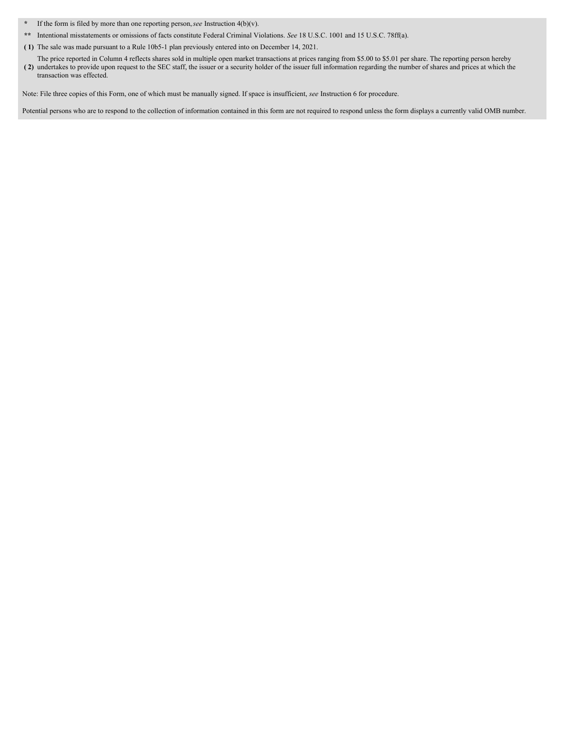* If the form is filed by more than one reporting person, *see* Instruction 4(b)(v).

** Intentional misstatements or omissions of facts constitute Federal Criminal Violations. *See* 18 U.S.C. 1001 and 15 U.S.C. 78ff(a).

**( 1)** The sale was made pursuant to a Rule 10b5-1 plan previously entered into on December 14, 2021.

**( 2)** The price reported in Column 4 reflects shares sold in multiple open market transactions at prices ranging from $5.00 to $5.01 per share. The reporting person hereby undertakes to provide upon request to the SEC staff, the issuer or a security holder of the issuer full information regarding the number of shares and prices at which the transaction was effected.

Note: File three copies of this Form, one of which must be manually signed. If space is insufficient, *see* Instruction 6 for procedure.

Potential persons who are to respond to the collection of information contained in this form are not required to respond unless the form displays a currently valid OMB number.